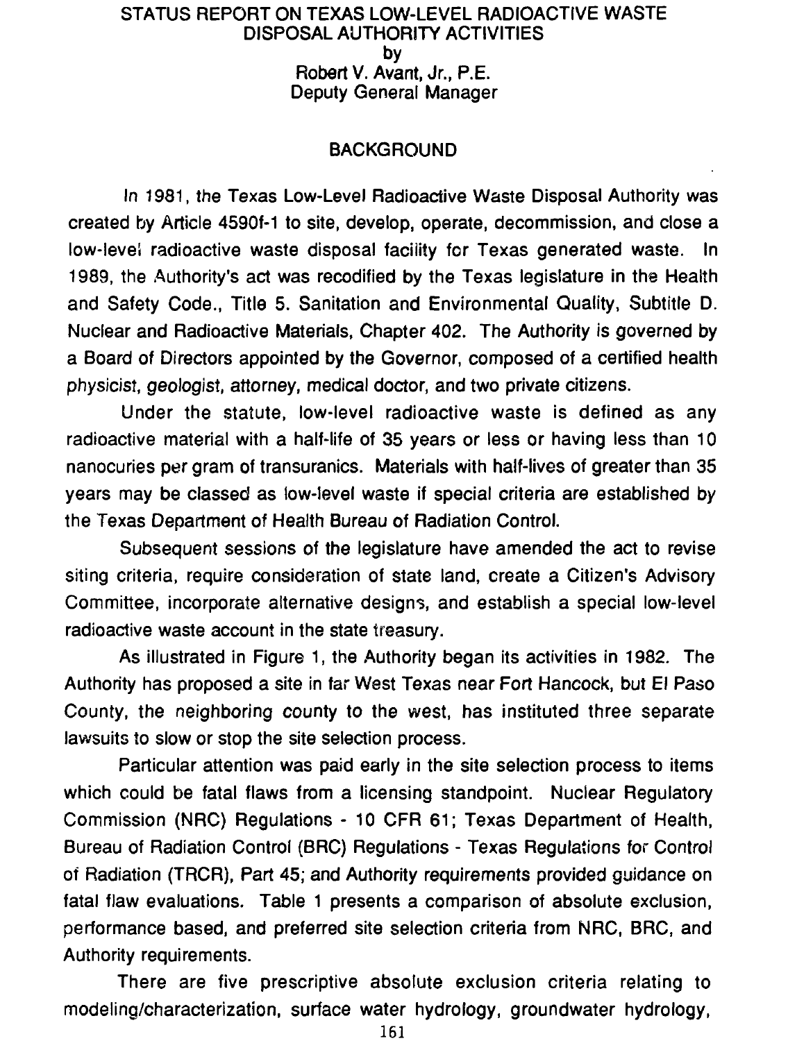# STATUS REPORT ON TEXAS LOW-LEVEL RADIOACTIVE WASTE DISPOSAL AUTHORITY ACTIVITIES

by

Robert V. Avant, Jr., P.E.
Deputy General Manager

## BACKGROUND

In 1981, the Texas Low-Level Radioactive Waste Disposal Authority was created by Article 4590f-1 to site, develop, operate, decommission, and close a low-level radioactive waste disposal facility for Texas generated waste. In 1989, the Authority's act was recodified by the Texas legislature in the Health and Safety Code., Title 5. Sanitation and Environmental Quality, Subtitle D. Nuclear and Radioactive Materials, Chapter 402. The Authority is governed by a Board of Directors appointed by the Governor, composed of a certified health physicist, geologist, attorney, medical doctor, and two private citizens.

Under the statute, low-level radioactive waste is defined as any radioactive material with a half-life of 35 years or less or having less than 10 nanocuries per gram of transuranics. Materials with half-lives of greater than 35 years may be classed as low-level waste if special criteria are established by the Texas Department of Health Bureau of Radiation Control.

Subsequent sessions of the legislature have amended the act to revise siting criteria, require consideration of state land, create a Citizen's Advisory Committee, incorporate alternative designs, and establish a special low-level radioactive waste account in the state treasury.

As illustrated in Figure 1, the Authority began its activities in 1982. The Authority has proposed a site in far West Texas near Fort Hancock, but El Paso County, the neighboring county to the west, has instituted three separate lawsuits to slow or stop the site selection process.

Particular attention was paid early in the site selection process to items which could be fatal flaws from a licensing standpoint. Nuclear Regulatory Commission (NRC) Regulations - 10 CFR 61; Texas Department of Health, Bureau of Radiation Control (BRC) Regulations - Texas Regulations for Control of Radiation (TRCR), Part 45; and Authority requirements provided guidance on fatal flaw evaluations. Table 1 presents a comparison of absolute exclusion, performance based, and preferred site selection criteria from NRC, BRC, and Authority requirements.

There are five prescriptive absolute exclusion criteria relating to modeling/characterization, surface water hydrology, groundwater hydrology,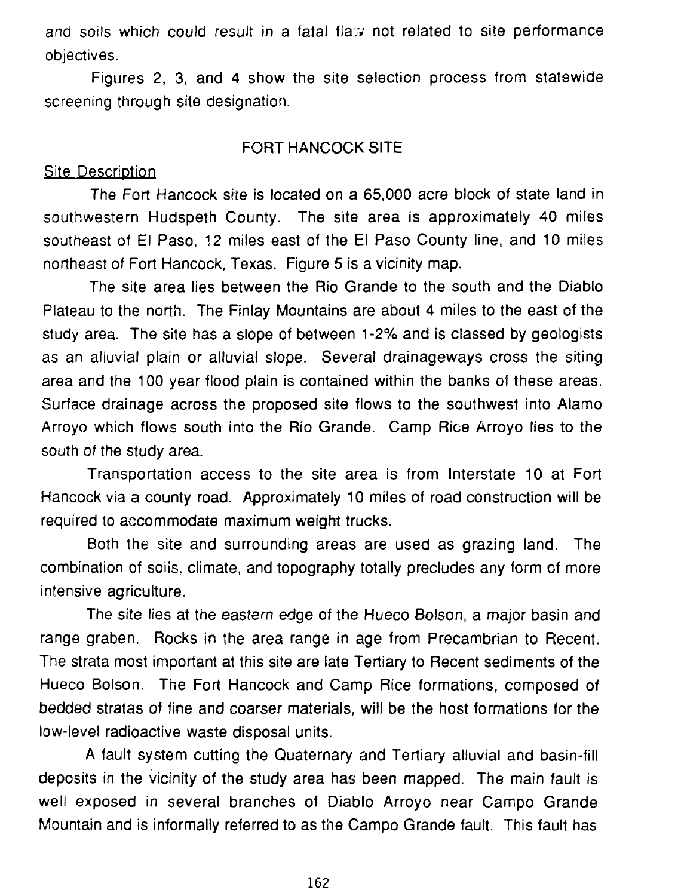and soils which could result in a fatal flaw not related to site performance objectives.

Figures 2, 3, and 4 show the site selection process from statewide screening through site designation.

## FORT HANCOCK SITE

### Site Description

The Fort Hancock site is located on a 65,000 acre block of state land in southwestern Hudspeth County. The site area is approximately 40 miles southeast of El Paso, 12 miles east of the El Paso County line, and 10 miles northeast of Fort Hancock, Texas. Figure 5 is a vicinity map.

The site area lies between the Rio Grande to the south and the Diablo Plateau to the north. The Finlay Mountains are about 4 miles to the east of the study area. The site has a slope of between 1-2% and is classed by geologists as an alluvial plain or alluvial slope. Several drainageways cross the siting area and the 100 year flood plain is contained within the banks of these areas. Surface drainage across the proposed site flows to the southwest into Alamo Arroyo which flows south into the Rio Grande. Camp Rice Arroyo lies to the south of the study area.

Transportation access to the site area is from Interstate 10 at Fort Hancock via a county road. Approximately 10 miles of road construction will be required to accommodate maximum weight trucks.

Both the site and surrounding areas are used as grazing land. The combination of soils, climate, and topography totally precludes any form of more intensive agriculture.

The site lies at the eastern edge of the Hueco Bolson, a major basin and range graben. Rocks in the area range in age from Precambrian to Recent. The strata most important at this site are late Tertiary to Recent sediments of the Hueco Bolson. The Fort Hancock and Camp Rice formations, composed of bedded stratas of fine and coarser materials, will be the host formations for the low-level radioactive waste disposal units.

A fault system cutting the Quaternary and Tertiary alluvial and basin-fill deposits in the vicinity of the study area has been mapped. The main fault is well exposed in several branches of Diablo Arroyo near Campo Grande Mountain and is informally referred to as the Campo Grande fault. This fault has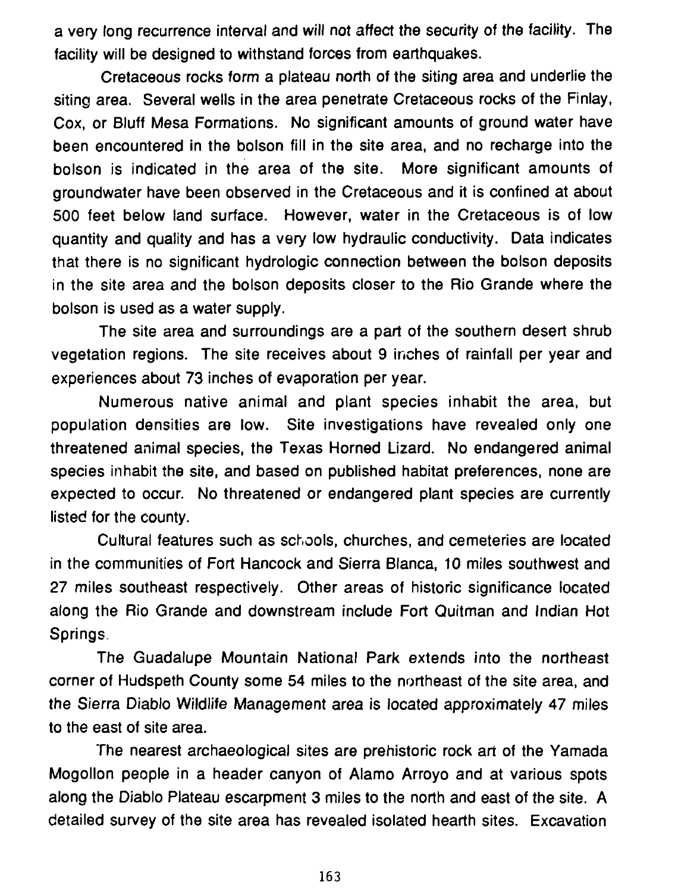a very long recurrence interval and will not affect the security of the facility. The facility will be designed to withstand forces from earthquakes.

Cretaceous rocks form a plateau north of the siting area and underlie the siting area. Several wells in the area penetrate Cretaceous rocks of the Finlay, Cox, or Bluff Mesa Formations. No significant amounts of ground water have been encountered in the bolson fill in the site area, and no recharge into the bolson is indicated in the area of the site. More significant amounts of groundwater have been observed in the Cretaceous and it is confined at about 500 feet below land surface. However, water in the Cretaceous is of low quantity and quality and has a very low hydraulic conductivity. Data indicates that there is no significant hydrologic connection between the bolson deposits in the site area and the bolson deposits closer to the Rio Grande where the bolson is used as a water supply.

The site area and surroundings are a part of the southern desert shrub vegetation regions. The site receives about 9 inches of rainfall per year and experiences about 73 inches of evaporation per year.

Numerous native animal and plant species inhabit the area, but population densities are low. Site investigations have revealed only one threatened animal species, the Texas Horned Lizard. No endangered animal species inhabit the site, and based on published habitat preferences, none are expected to occur. No threatened or endangered plant species are currently listed for the county.

Cultural features such as schools, churches, and cemeteries are located in the communities of Fort Hancock and Sierra Blanca, 10 miles southwest and 27 miles southeast respectively. Other areas of historic significance located along the Rio Grande and downstream include Fort Quitman and Indian Hot Springs.

The Guadalupe Mountain National Park extends into the northeast corner of Hudspeth County some 54 miles to the northeast of the site area, and the Sierra Diablo Wildlife Management area is located approximately 47 miles to the east of site area.

The nearest archaeological sites are prehistoric rock art of the Yamada Mogollon people in a header canyon of Alamo Arroyo and at various spots along the Diablo Plateau escarpment 3 miles to the north and east of the site. A detailed survey of the site area has revealed isolated hearth sites. Excavation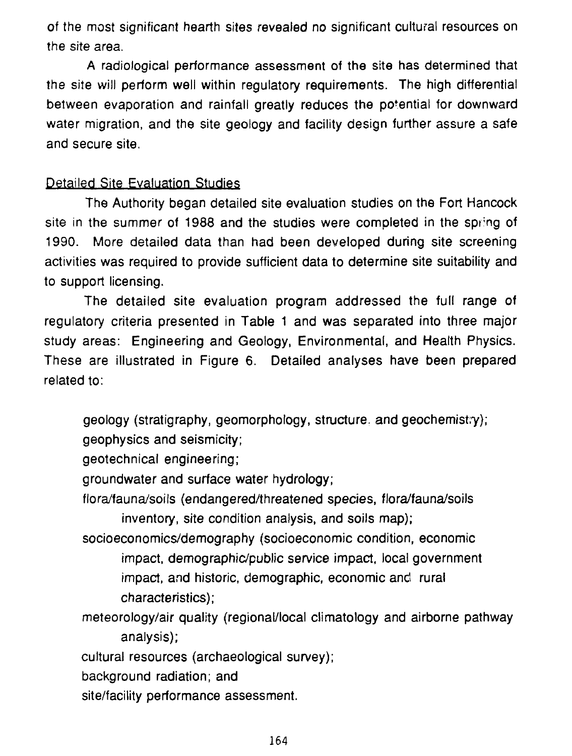of the most significant hearth sites revealed no significant cultural resources on the site area.

A radiological performance assessment of the site has determined that the site will perform well within regulatory requirements. The high differential between evaporation and rainfall greatly reduces the potential for downward water migration, and the site geology and facility design further assure a safe and secure site.

<u>Detailed Site Evaluation Studies</u>

The Authority began detailed site evaluation studies on the Fort Hancock site in the summer of 1988 and the studies were completed in the spring of 1990. More detailed data than had been developed during site screening activities was required to provide sufficient data to determine site suitability and to support licensing.

The detailed site evaluation program addressed the full range of regulatory criteria presented in Table 1 and was separated into three major study areas: Engineering and Geology, Environmental, and Health Physics. These are illustrated in Figure 6. Detailed analyses have been prepared related to:

- geology (stratigraphy, geomorphology, structure, and geochemistry);
- geophysics and seismicity;
- geotechnical engineering;
- groundwater and surface water hydrology;
- flora/fauna/soils (endangered/threatened species, flora/fauna/soils inventory, site condition analysis, and soils map);
- socioeconomics/demography (socioeconomic condition, economic impact, demographic/public service impact, local government impact, and historic, demographic, economic and rural characteristics);
- meteorology/air quality (regional/local climatology and airborne pathway analysis);
- cultural resources (archaeological survey);
- background radiation; and
- site/facility performance assessment.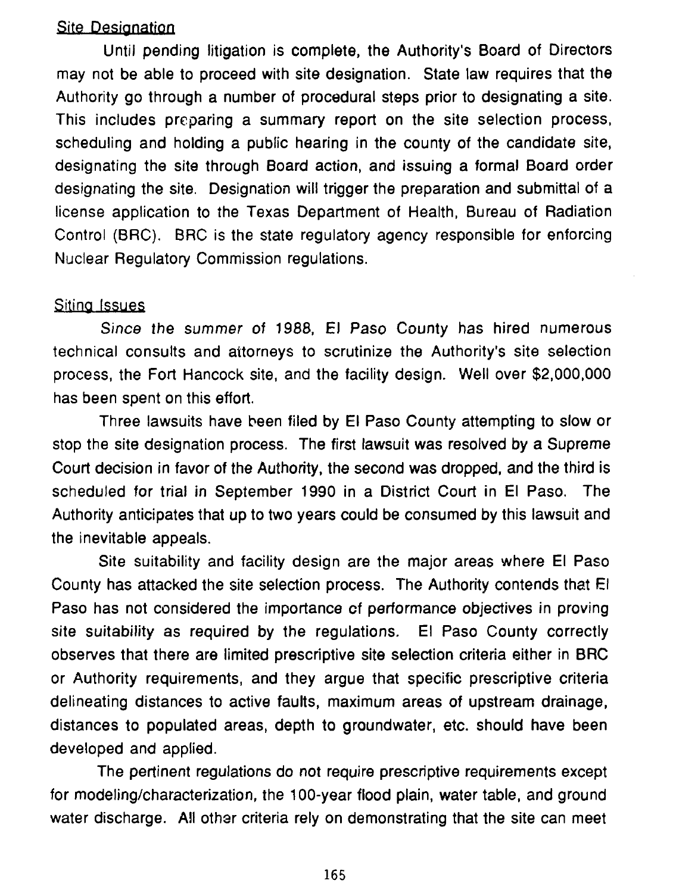Site Designation

Until pending litigation is complete, the Authority's Board of Directors may not be able to proceed with site designation. State law requires that the Authority go through a number of procedural steps prior to designating a site. This includes preparing a summary report on the site selection process, scheduling and holding a public hearing in the county of the candidate site, designating the site through Board action, and issuing a formal Board order designating the site. Designation will trigger the preparation and submittal of a license application to the Texas Department of Health, Bureau of Radiation Control (BRC). BRC is the state regulatory agency responsible for enforcing Nuclear Regulatory Commission regulations.

Siting Issues

*Since the summer* of 1988, El Paso County has hired numerous technical consults and attorneys to scrutinize the Authority's site selection process, the Fort Hancock site, and the facility design. Well over $2,000,000 has been spent on this effort.

Three lawsuits have been filed by El Paso County attempting to slow or stop the site designation process. The first lawsuit was resolved by a Supreme Court decision in favor of the Authority, the second was dropped, and the third is scheduled for trial in September 1990 in a District Court in El Paso. The Authority anticipates that up to two years could be consumed by this lawsuit and the inevitable appeals.

Site suitability and facility design are the major areas where El Paso County has attacked the site selection process. The Authority contends that El Paso has not considered the importance of performance objectives in proving site suitability as required by the regulations. El Paso County correctly observes that there are limited prescriptive site selection criteria either in BRC or Authority requirements, and they argue that specific prescriptive criteria delineating distances to active faults, maximum areas of upstream drainage, distances to populated areas, depth to groundwater, etc. should have been developed and applied.

The pertinent regulations do not require prescriptive requirements except for modeling/characterization, the 100-year flood plain, water table, and ground water discharge. All other criteria rely on demonstrating that the site can meet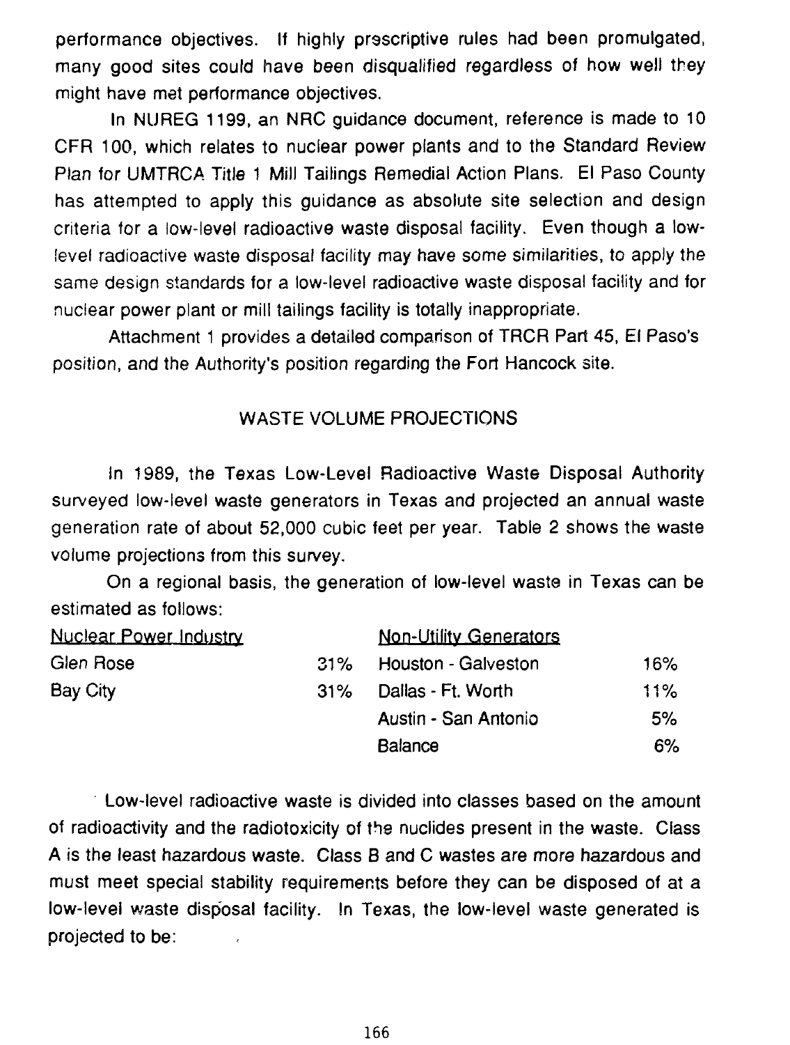performance objectives. If highly prescriptive rules had been promulgated, many good sites could have been disqualified regardless of how well they might have met performance objectives.

In NUREG 1199, an NRC guidance document, reference is made to 10 CFR 100, which relates to nuclear power plants and to the Standard Review Plan for UMTRCA Title 1 Mill Tailings Remedial Action Plans. El Paso County has attempted to apply this guidance as absolute site selection and design criteria for a low-level radioactive waste disposal facility. Even though a low-level radioactive waste disposal facility may have some similarities, to apply the same design standards for a low-level radioactive waste disposal facility and for nuclear power plant or mill tailings facility is totally inappropriate.

Attachment 1 provides a detailed comparison of TRCR Part 45, El Paso's position, and the Authority's position regarding the Fort Hancock site.

## WASTE VOLUME PROJECTIONS

In 1989, the Texas Low-Level Radioactive Waste Disposal Authority surveyed low-level waste generators in Texas and projected an annual waste generation rate of about 52,000 cubic feet per year. Table 2 shows the waste volume projections from this survey.

On a regional basis, the generation of low-level waste in Texas can be estimated as follows:

| Nuclear Power Industry | | Non-Utility Generators | |
|---|---|---|---|
| Glen Rose | 31% | Houston - Galveston | 16% |
| Bay City | 31% | Dallas - Ft. Worth | 11% |
| | | Austin - San Antonio | 5% |
| | | Balance | 6% |

Low-level radioactive waste is divided into classes based on the amount of radioactivity and the radiotoxicity of the nuclides present in the waste. Class A is the least hazardous waste. Class B and C wastes are more hazardous and must meet special stability requirements before they can be disposed of at a low-level waste disposal facility. In Texas, the low-level waste generated is projected to be: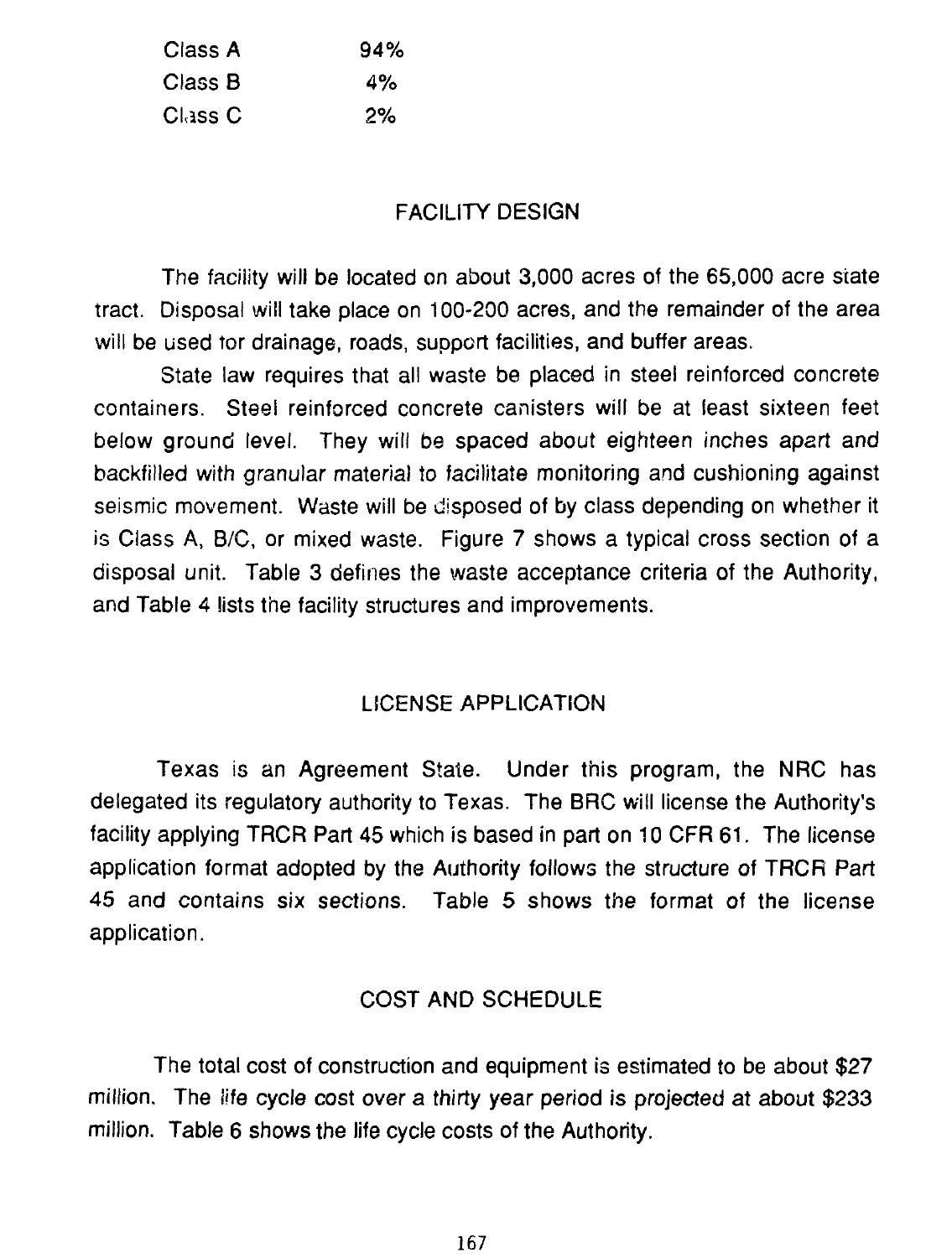| Class | Percentage |
|---|---|
| Class A | 94% |
| Class B | 4% |
| Class C | 2% |

## FACILITY DESIGN

The facility will be located on about 3,000 acres of the 65,000 acre state tract. Disposal will take place on 100-200 acres, and the remainder of the area will be used tor drainage, roads, support facilities, and buffer areas.

State law requires that all waste be placed in steel reinforced concrete containers. Steel reinforced concrete canisters will be at least sixteen feet below ground level. They will be spaced about eighteen inches apart and backfilled with granular material to facilitate monitoring and cushioning against seismic movement. Waste will be disposed of by class depending on whether it is Class A, B/C, or mixed waste. Figure 7 shows a typical cross section of a disposal unit. Table 3 defines the waste acceptance criteria of the Authority, and Table 4 lists the facility structures and improvements.

## LICENSE APPLICATION

Texas is an Agreement State. Under this program, the NRC has delegated its regulatory authority to Texas. The BRC will license the Authority's facility applying TRCR Part 45 which is based in part on 10 CFR 61. The license application format adopted by the Authority follows the structure of TRCR Part 45 and contains six sections. Table 5 shows the format of the license application.

## COST AND SCHEDULE

The total cost of construction and equipment is estimated to be about $27 million. The life cycle cost over a thirty year period is projected at about $233 million. Table 6 shows the life cycle costs of the Authority.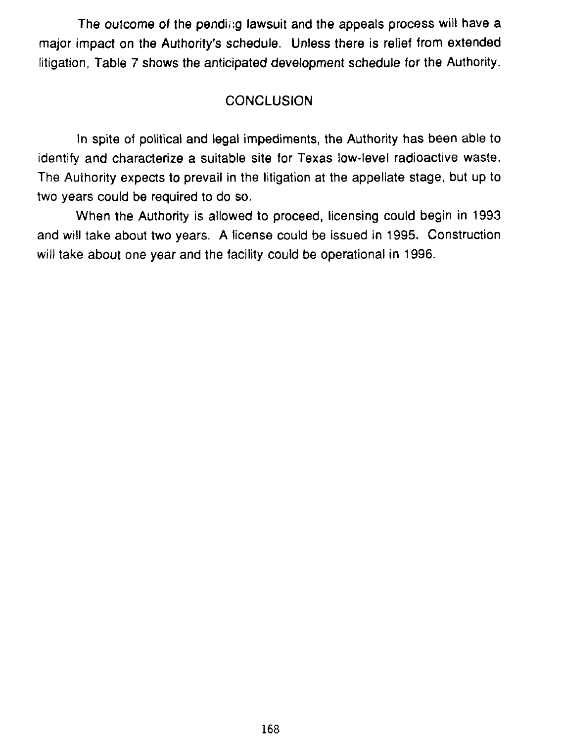The outcome of the pending lawsuit and the appeals process will have a major impact on the Authority's schedule. Unless there is relief from extended litigation, Table 7 shows the anticipated development schedule for the Authority.

## CONCLUSION

In spite of political and legal impediments, the Authority has been able to identify and characterize a suitable site for Texas low-level radioactive waste. The Authority expects to prevail in the litigation at the appellate stage, but up to two years could be required to do so.

When the Authority is allowed to proceed, licensing could begin in 1993 and will take about two years. A license could be issued in 1995. Construction will take about one year and the facility could be operational in 1996.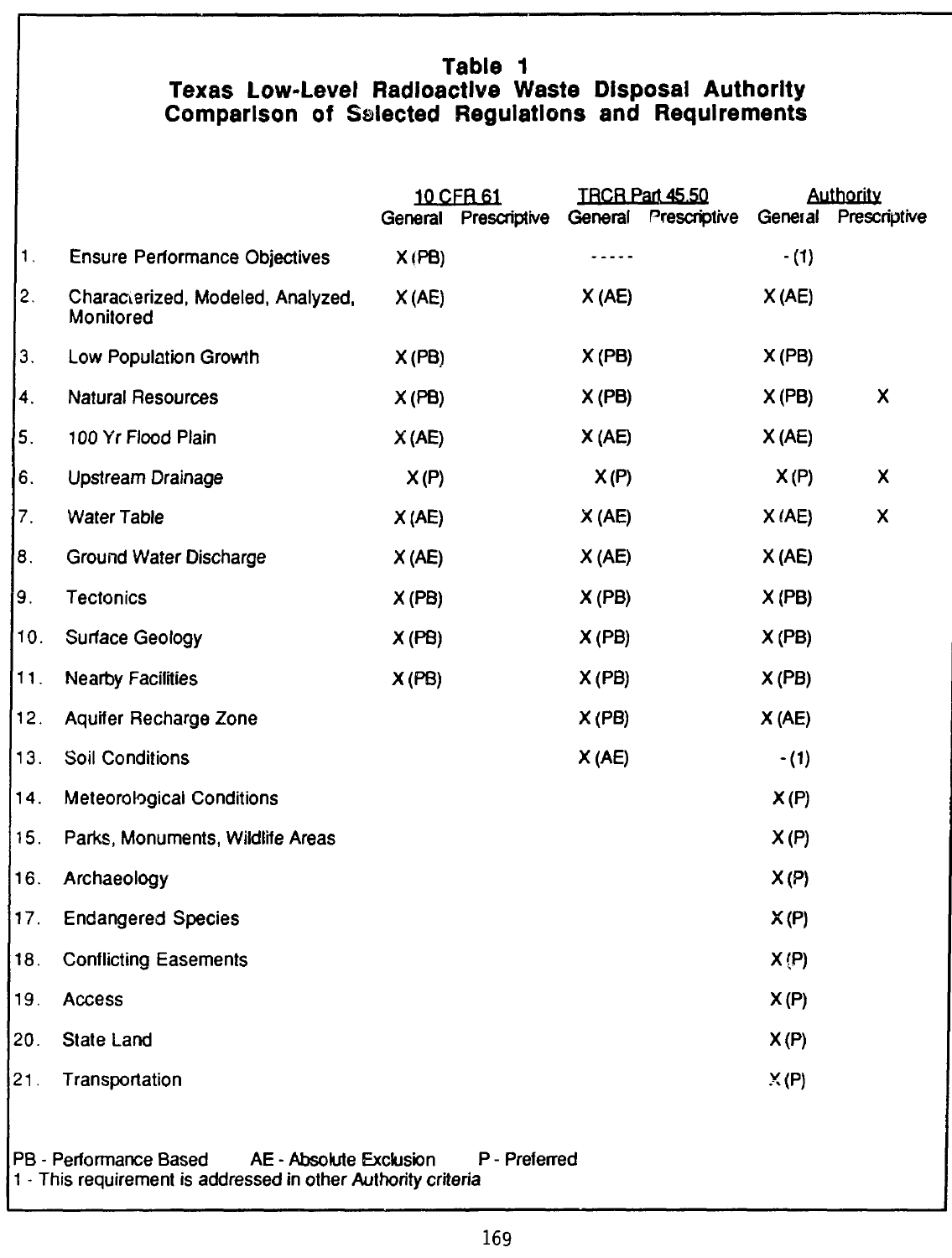**Table 1**
**Texas Low-Level Radioactive Waste Disposal Authority**
**Comparison of Selected Regulations and Requirements**

| | | 10 CFR 61 | | TRCR Part 45.50 | | Authority | |
|---|---|---|---|---|---|---|---|
| | | General | Prescriptive | General | Prescriptive | General | Prescriptive |
| 1. | Ensure Performance Objectives | X (PB) | | ----- | | - (1) | |
| 2. | Characterized, Modeled, Analyzed, Monitored | X (AE) | | X (AE) | | X (AE) | |
| 3. | Low Population Growth | X (PB) | | X (PB) | | X (PB) | |
| 4. | Natural Resources | X (PB) | | X (PB) | | X (PB) | X |
| 5. | 100 Yr Flood Plain | X (AE) | | X (AE) | | X (AE) | |
| 6. | Upstream Drainage | X (P) | | X (P) | | X (P) | X |
| 7. | Water Table | X (AE) | | X (AE) | | X (AE) | X |
| 8. | Ground Water Discharge | X (AE) | | X (AE) | | X (AE) | |
| 9. | Tectonics | X (PB) | | X (PB) | | X (PB) | |
| 10. | Surface Geology | X (PB) | | X (PB) | | X (PB) | |
| 11. | Nearby Facilities | X (PB) | | X (PB) | | X (PB) | |
| 12. | Aquifer Recharge Zone | | | X (PB) | | X (AE) | |
| 13. | Soil Conditions | | | X (AE) | | - (1) | |
| 14. | Meteorological Conditions | | | | | X (P) | |
| 15. | Parks, Monuments, Wildlife Areas | | | | | X (P) | |
| 16. | Archaeology | | | | | X (P) | |
| 17. | Endangered Species | | | | | X (P) | |
| 18. | Conflicting Easements | | | | | X (P) | |
| 19. | Access | | | | | X (P) | |
| 20. | State Land | | | | | X (P) | |
| 21. | Transportation | | | | | X (P) | |

PB - Performance Based AE - Absolute Exclusion P - Preferred
1 - This requirement is addressed in other Authority criteria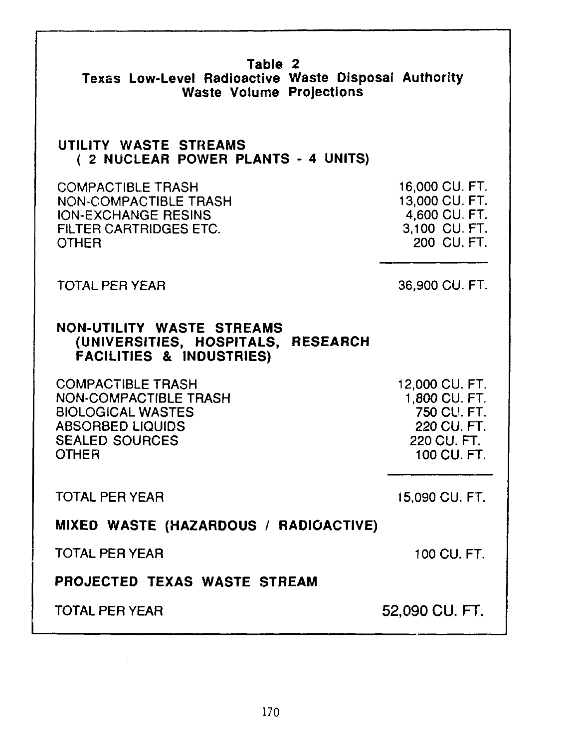**Table 2**
**Texas Low-Level Radioactive Waste Disposal Authority**
**Waste Volume Projections**

| | |
|---|---|
| **UTILITY WASTE STREAMS ( 2 NUCLEAR POWER PLANTS - 4 UNITS)** | |
| COMPACTIBLE TRASH | 16,000 CU. FT. |
| NON-COMPACTIBLE TRASH | 13,000 CU. FT. |
| ION-EXCHANGE RESINS | 4,600 CU. FT. |
| FILTER CARTRIDGES ETC. | 3,100 CU. FT. |
| OTHER | 200 CU. FT. |
| TOTAL PER YEAR | 36,900 CU. FT. |
| **NON-UTILITY WASTE STREAMS (UNIVERSITIES, HOSPITALS, RESEARCH FACILITIES & INDUSTRIES)** | |
| COMPACTIBLE TRASH | 12,000 CU. FT. |
| NON-COMPACTIBLE TRASH | 1,800 CU. FT. |
| BIOLOGICAL WASTES | 750 CU. FT. |
| ABSORBED LIQUIDS | 220 CU. FT. |
| SEALED SOURCES | 220 CU. FT. |
| OTHER | 100 CU. FT. |
| TOTAL PER YEAR | 15,090 CU. FT. |
| **MIXED WASTE (HAZARDOUS / RADIOACTIVE)** | |
| TOTAL PER YEAR | 100 CU. FT. |
| **PROJECTED TEXAS WASTE STREAM** | |
| TOTAL PER YEAR | 52,090 CU. FT. |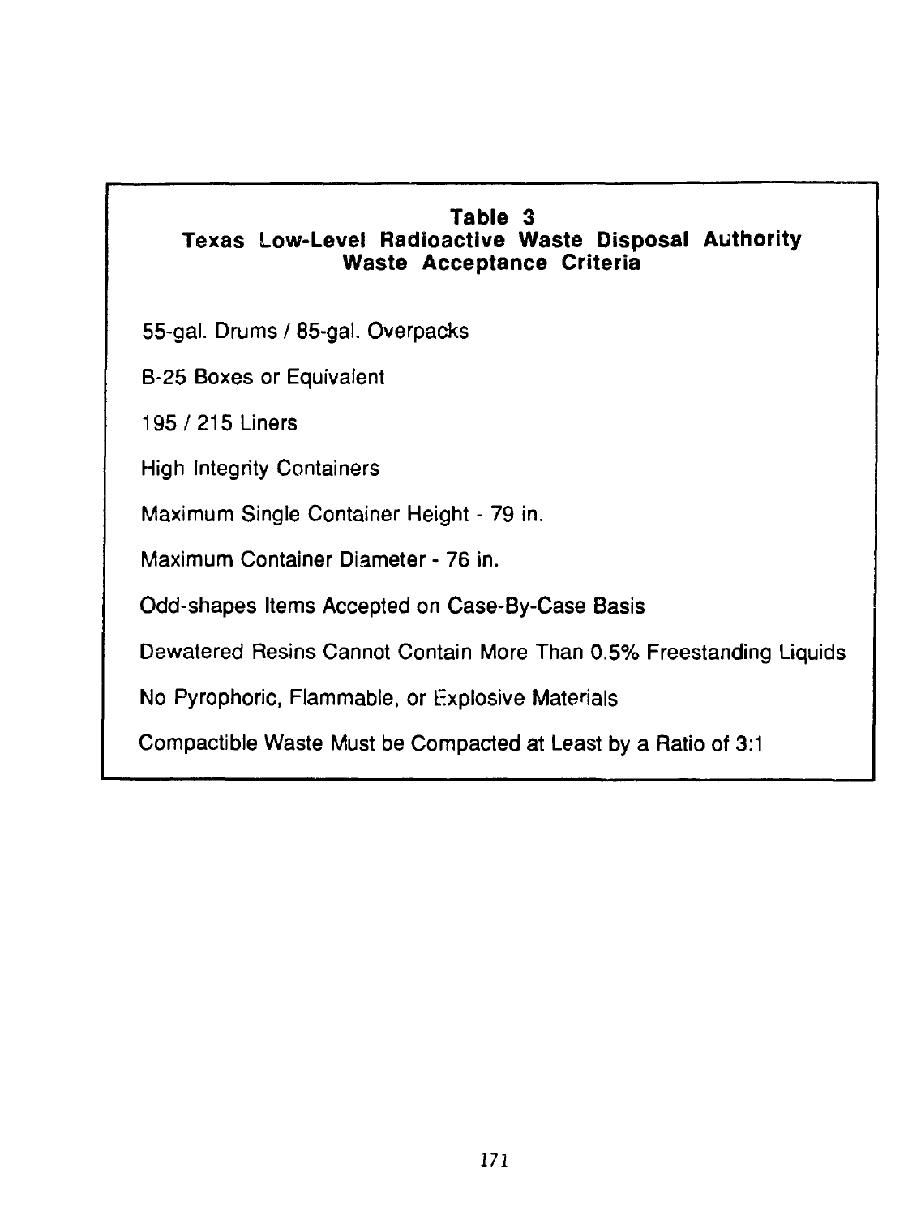**Table 3**
**Texas Low-Level Radioactive Waste Disposal Authority**
**Waste Acceptance Criteria**

55-gal. Drums / 85-gal. Overpacks

B-25 Boxes or Equivalent

195 / 215 Liners

High Integrity Containers

Maximum Single Container Height - 79 in.

Maximum Container Diameter - 76 in.

Odd-shapes Items Accepted on Case-By-Case Basis

Dewatered Resins Cannot Contain More Than 0.5% Freestanding Liquids

No Pyrophoric, Flammable, or Explosive Materials

Compactible Waste Must be Compacted at Least by a Ratio of 3:1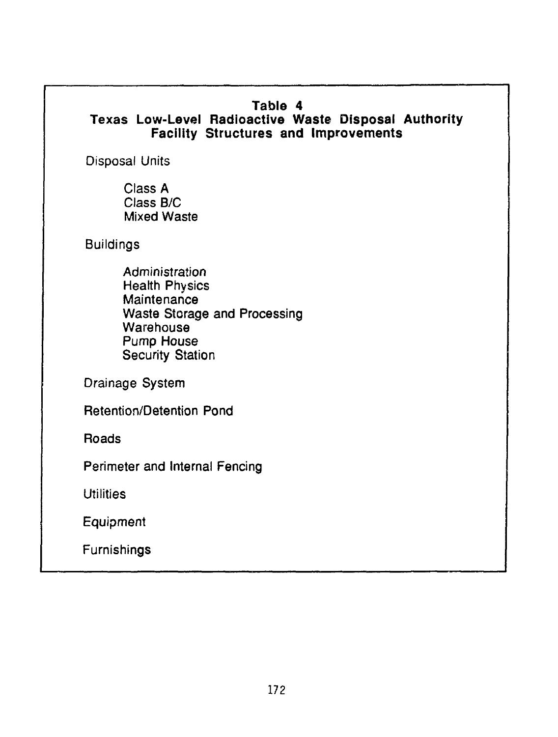**Table 4**
**Texas Low-Level Radioactive Waste Disposal Authority Facility Structures and Improvements**

Disposal Units

- Class A
- Class B/C
- Mixed Waste

Buildings

- Administration
- Health Physics
- Maintenance
- Waste Storage and Processing
- Warehouse
- Pump House
- Security Station

Drainage System

Retention/Detention Pond

Roads

Perimeter and Internal Fencing

Utilities

Equipment

Furnishings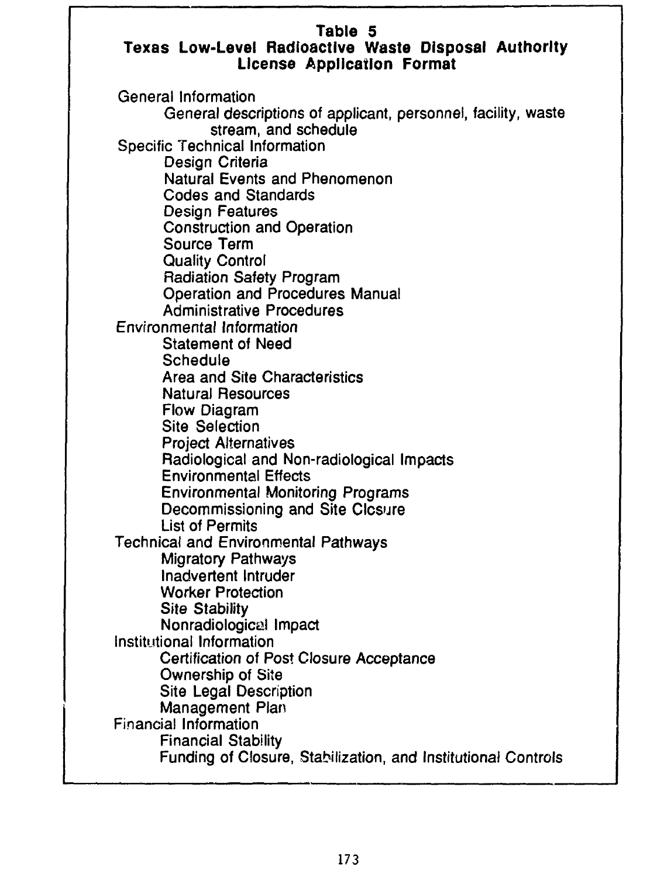**Table 5**
**Texas Low-Level Radioactive Waste Disposal Authority License Application Format**

- General Information
  - General descriptions of applicant, personnel, facility, waste stream, and schedule
- Specific Technical Information
  - Design Criteria
  - Natural Events and Phenomenon
  - Codes and Standards
  - Design Features
  - Construction and Operation
  - Source Term
  - Quality Control
  - Radiation Safety Program
  - Operation and Procedures Manual
  - Administrative Procedures
- Environmental Information
  - Statement of Need
  - Schedule
  - Area and Site Characteristics
  - Natural Resources
  - Flow Diagram
  - Site Selection
  - Project Alternatives
  - Radiological and Non-radiological Impacts
  - Environmental Effects
  - Environmental Monitoring Programs
  - Decommissioning and Site Closure
  - List of Permits
- Technical and Environmental Pathways
  - Migratory Pathways
  - Inadvertent Intruder
  - Worker Protection
  - Site Stability
  - Nonradiological Impact
- Institutional Information
  - Certification of Post Closure Acceptance
  - Ownership of Site
  - Site Legal Description
  - Management Plan
- Financial Information
  - Financial Stability
  - Funding of Closure, Stabilization, and Institutional Controls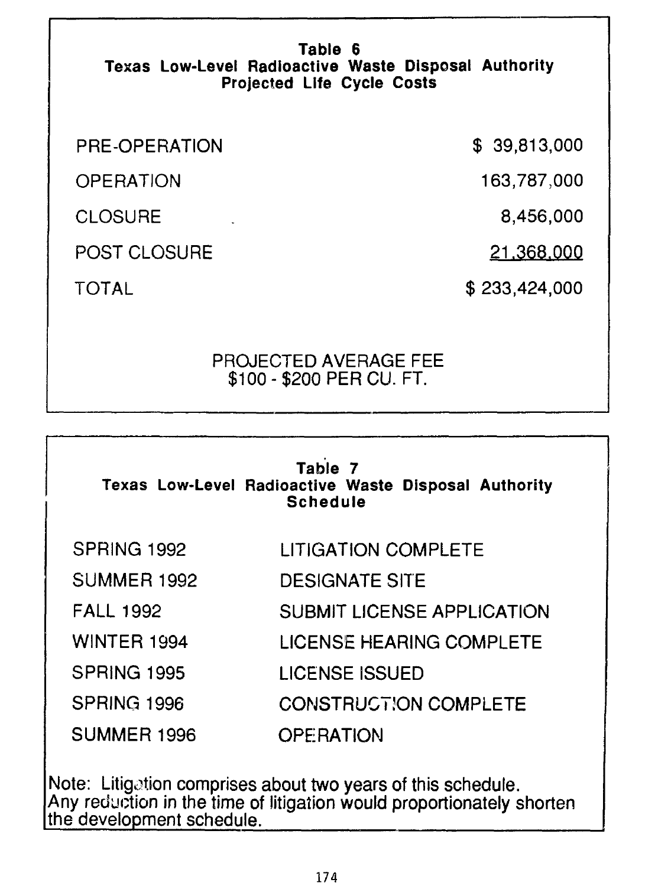**Table 6**
**Texas Low-Level Radioactive Waste Disposal Authority**
**Projected Life Cycle Costs**

| | |
|---|---|
| PRE-OPERATION | $ 39,813,000 |
| OPERATION | 163,787,000 |
| CLOSURE | 8,456,000 |
| POST CLOSURE | 21,368,000 |
| TOTAL | $ 233,424,000 |

PROJECTED AVERAGE FEE
$100 - $200 PER CU. FT.

**Table 7**
**Texas Low-Level Radioactive Waste Disposal Authority**
**Schedule**

| | |
|---|---|
| SPRING 1992 | LITIGATION COMPLETE |
| SUMMER 1992 | DESIGNATE SITE |
| FALL 1992 | SUBMIT LICENSE APPLICATION |
| WINTER 1994 | LICENSE HEARING COMPLETE |
| SPRING 1995 | LICENSE ISSUED |
| SPRING 1996 | CONSTRUCTION COMPLETE |
| SUMMER 1996 | OPERATION |

Note: Litigation comprises about two years of this schedule. Any reduction in the time of litigation would proportionately shorten the development schedule.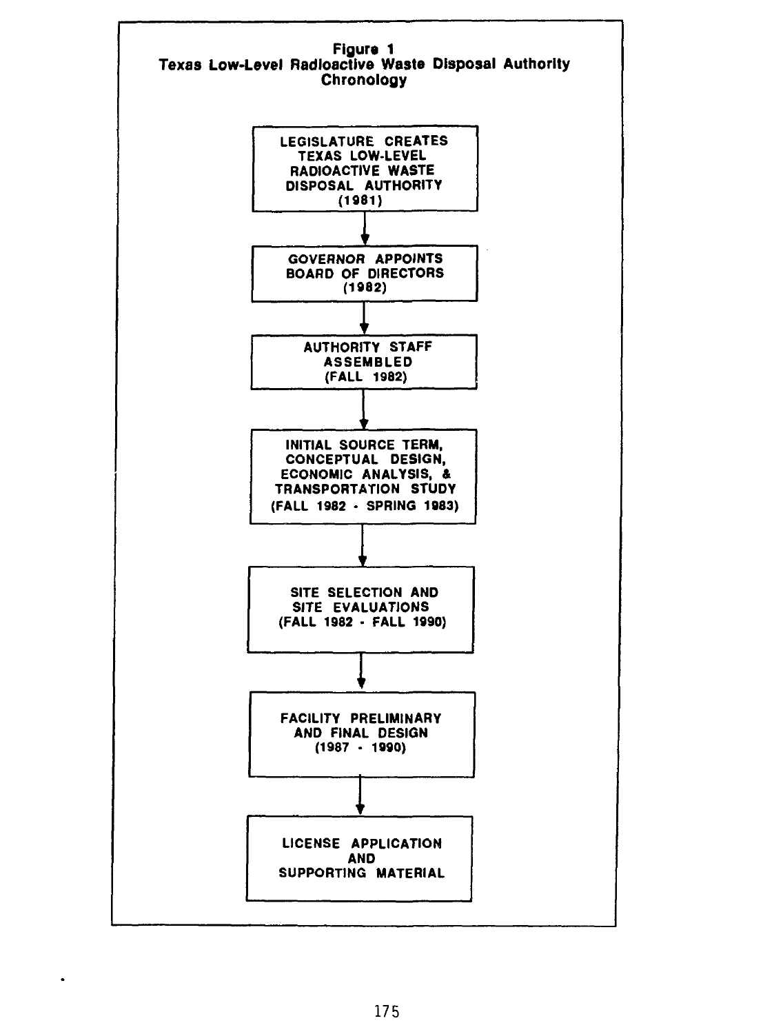**Figure 1**
**Texas Low-Level Radioactive Waste Disposal Authority Chronology**

LEGISLATURE CREATES TEXAS LOW-LEVEL RADIOACTIVE WASTE DISPOSAL AUTHORITY (1981)

↓

GOVERNOR APPOINTS BOARD OF DIRECTORS (1982)

↓

AUTHORITY STAFF ASSEMBLED (FALL 1982)

↓

INITIAL SOURCE TERM, CONCEPTUAL DESIGN, ECONOMIC ANALYSIS, & TRANSPORTATION STUDY (FALL 1982 - SPRING 1983)

↓

SITE SELECTION AND SITE EVALUATIONS (FALL 1982 - FALL 1990)

↓

FACILITY PRELIMINARY AND FINAL DESIGN (1987 - 1990)

↓

LICENSE APPLICATION AND SUPPORTING MATERIAL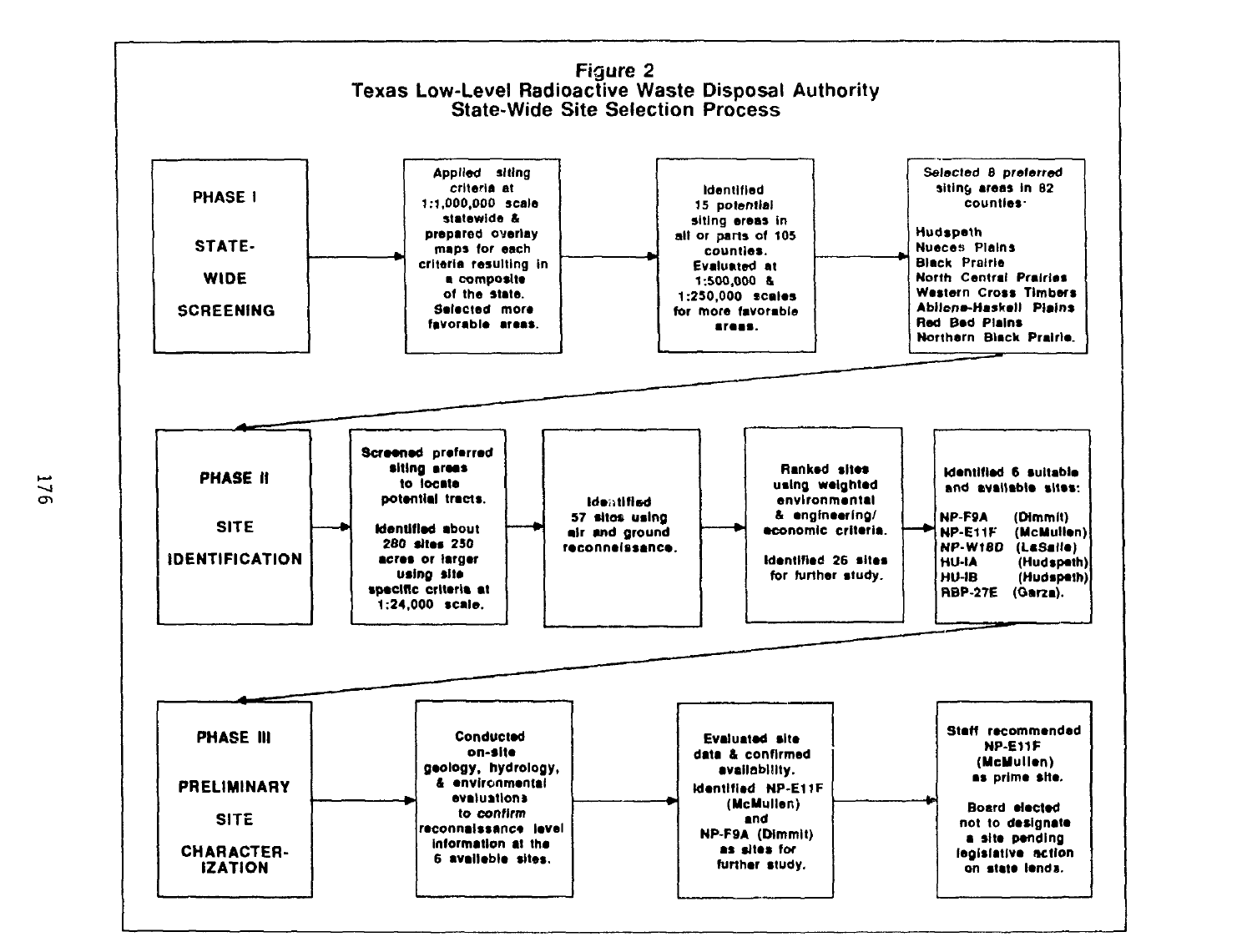**Figure 2**
**Texas Low-Level Radioactive Waste Disposal Authority**
**State-Wide Site Selection Process**

**PHASE I — STATE-WIDE SCREENING**

→ Applied siting criteria at 1:1,000,000 scale statewide & prepared overlay maps for each criteria resulting in a composite of the state. Selected more favorable areas.

→ Identified 15 potential siting areas in all or parts of 105 counties. Evaluated at 1:500,000 & 1:250,000 scales for more favorable areas.

→ Selected 8 preferred siting areas in 82 counties:

- Hudspeth
- Nueces Plains
- Black Prairie
- North Central Prairies
- Western Cross Timbers
- Abilene-Haskell Plains
- Red Bed Plains
- Northern Black Prairie.

**PHASE II — SITE IDENTIFICATION**

→ Screened preferred siting areas to locate potential tracts.

Identified about 280 sites 250 acres or larger using site specific criteria at 1:24,000 scale.

→ Identified 57 sites using air and ground reconnaissance.

→ Ranked sites using weighted environmental & engineering/economic criteria.

Identified 26 sites for further study.

→ Identified 6 suitable and available sites:

- NP-F9A (Dimmit)
- NP-E11F (McMullen)
- NP-W18D (LaSalle)
- HU-IA (Hudspeth)
- HU-IB (Hudspeth)
- RBP-27E (Garza).

**PHASE III — PRELIMINARY SITE CHARACTERIZATION**

→ Conducted on-site geology, hydrology, & environmental evaluations to confirm reconnaissance level information at the 6 available sites.

→ Evaluated site data & confirmed availability.
Identified NP-E11F (McMullen) and NP-F9A (Dimmit) as sites for further study.

→ Staff recommended NP-E11F (McMullen) as prime site.

Board elected not to designate a site pending legislative action on state lands.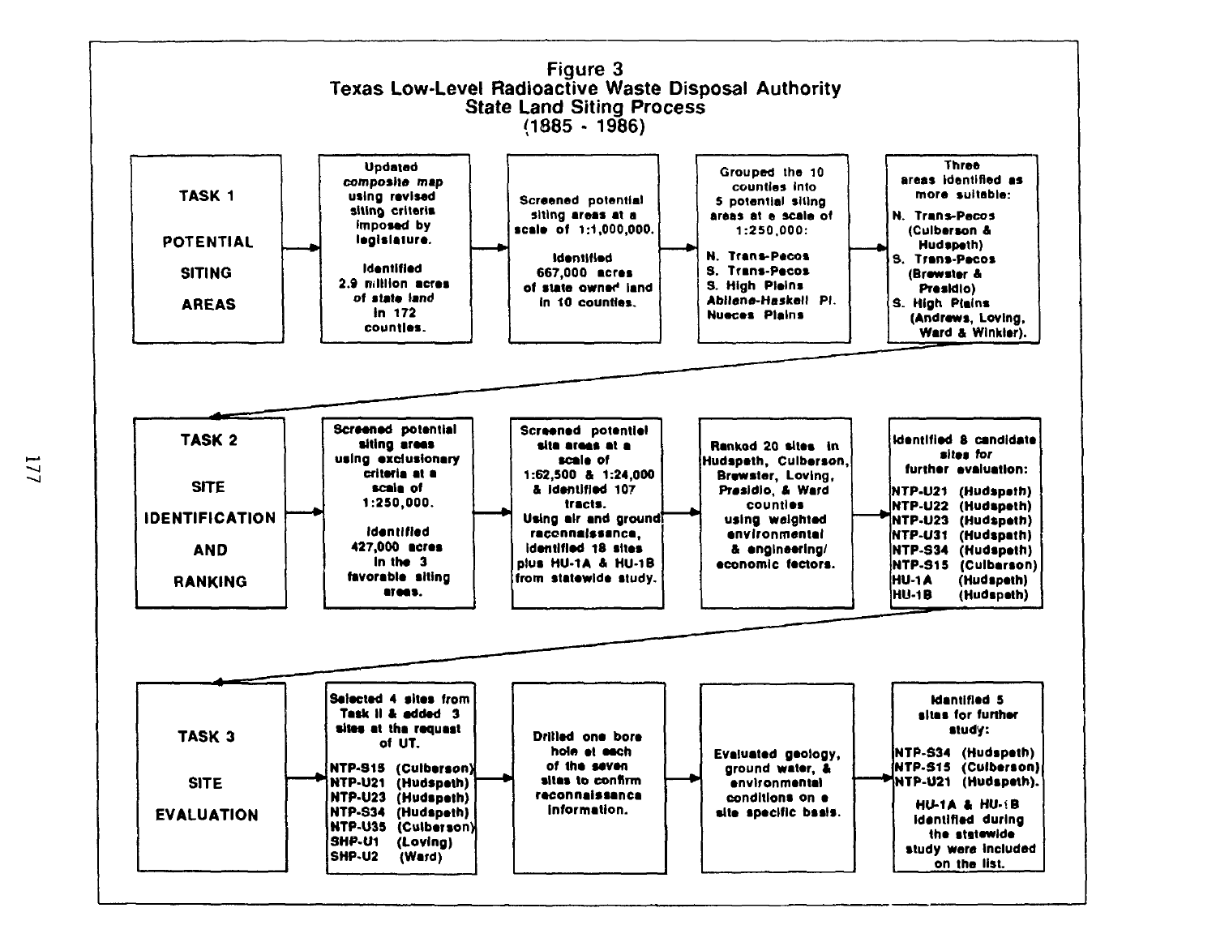# Figure 3
## Texas Low-Level Radioactive Waste Disposal Authority
## State Land Siting Process
## (1885 - 1986)

### TASK 1 — POTENTIAL SITING AREAS

1. Updated *composite map* using revised siting criteria imposed by legislature. Identified 2.9 million acres *of state land* in 172 counties.
2. Screened potential siting areas at a scale of 1:1,000,000. Identified 667,000 acres of state owned land in 10 counties.
3. Grouped the 10 counties into 5 potential siting areas at a scale of 1:250,000:
   - N. Trans-Pecos
   - S. Trans-Pecos
   - S. High Plains
   - Abilene-Haskell Pl.
   - Nueces Plains
4. Three areas identified as more suitable:
   - N. Trans-Pecos (Culberson & Hudspeth)
   - S. Trans-Pecos (Brewster & Presidio)
   - S. High Plains (Andrews, Loving, Ward & Winkler).

### TASK 2 — SITE IDENTIFICATION AND RANKING

1. Screened potential siting areas using exclusionary criteria at a scale of 1:250,000. Identified 427,000 acres in the 3 favorable siting areas.
2. Screened potential site areas at a scale of 1:62,500 & 1:24,000 & identified 107 tracts. Using air and ground reconnaissance, identified 18 sites plus HU-1A & HU-1B from statewide study.
3. Ranked 20 sites in Hudspeth, Culberson, Brewster, Loving, Presidio, & Ward counties using weighted environmental & engineering/economic factors.
4. Identified 8 candidate sites *for* further evaluation:
   - NTP-U21 (Hudspeth)
   - NTP-U22 (Hudspeth)
   - NTP-U23 (Hudspeth)
   - NTP-U31 (Hudspeth)
   - NTP-S34 (Hudspeth)
   - NTP-S15 (Culberson)
   - HU-1A (Hudspeth)
   - HU-1B (Hudspeth)

### TASK 3 — SITE EVALUATION

1. Selected 4 sites from Task II & added 3 sites at the request of UT.
   - NTP-S15 (Culberson)
   - NTP-U21 (Hudspeth)
   - NTP-U23 (Hudspeth)
   - NTP-S34 (Hudspeth)
   - NTP-U35 (Culberson)
   - SHP-U1 (Loving)
   - SHP-U2 (Ward)
2. Drilled one bore hole at each of the seven sites to confirm reconnaissance information.
3. Evaluated geology, ground water, & environmental conditions on a site specific basis.
4. Identified 5 sites for further study:
   - NTP-S34 (Hudspeth)
   - NTP-S15 (Culberson)
   - NTP-U21 (Hudspeth).

   HU-1A & HU-1B identified during the statewide study were included on the list.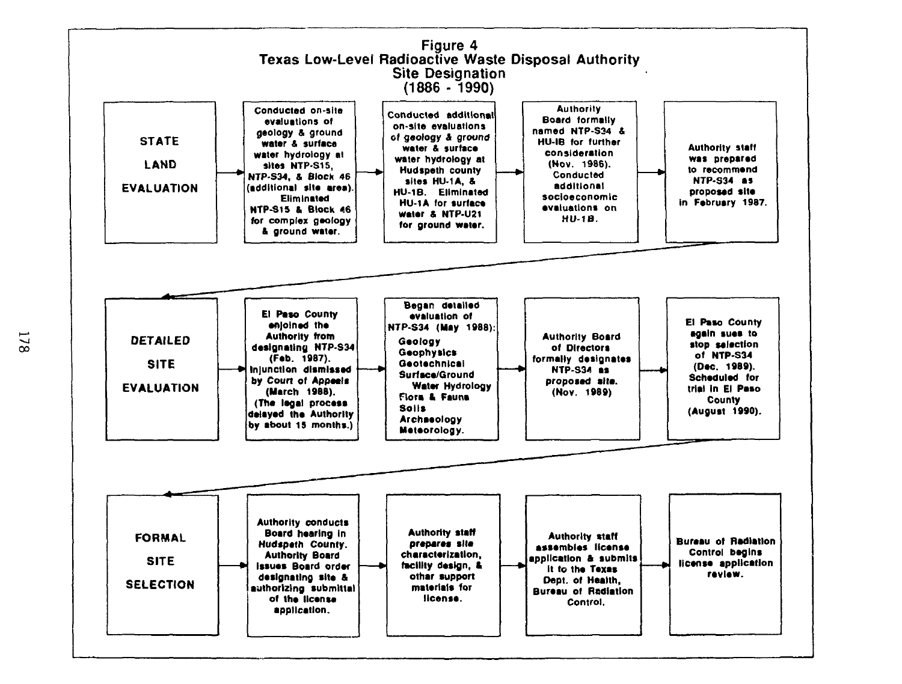# Figure 4
## Texas Low-Level Radioactive Waste Disposal Authority Site Designation (1886 - 1990)

**STATE LAND EVALUATION**

→ Conducted on-site evaluations of geology & ground water & surface water hydrology at sites NTP-S15, NTP-S34, & Block 46 (additional site area). Eliminated NTP-S15 & Block 46 for complex geology & ground water.

→ Conducted additional on-site evaluations of geology & ground water & surface water hydrology at Hudspeth county sites HU-1A, & HU-1B. Eliminated HU-1A for surface water & NTP-U21 for ground water.

→ Authority Board formally named NTP-S34 & HU-IB for further consideration (Nov. 1986). Conducted additional socioeconomic evaluations on HU-1B.

→ Authority staff was prepared to recommend NTP-S34 as proposed site in February 1987.

**DETAILED SITE EVALUATION**

→ El Paso County enjoined the Authority from designating NTP-S34 (Feb. 1987). Injunction dismissed by Court of Appeals (March 1988). (The legal process delayed the Authority by about 15 months.)

→ Began detailed evaluation of NTP-S34 (May 1988):
- Geology
- Geophysics
- Geotechnical
- Surface/Ground Water Hydrology
- Flora & Fauna
- Soils
- Archaeology
- Meteorology.

→ Authority Board of Directors formally designates NTP-S34 as proposed site. (Nov. 1989)

→ El Paso County again sues to stop selection of NTP-S34 (Dec. 1989). Scheduled for trial in El Paso County (August 1990).

**FORMAL SITE SELECTION**

→ Authority conducts Board hearing in Hudspeth County. Authority Board issues Board order designating site & authorizing submittal of the license application.

→ Authority staff prepares site characterization, facility design, & other support materials for license.

→ Authority staff assembles license application & submits it to the Texas Dept. of Health, Bureau of Radiation Control.

→ Bureau of Radiation Control begins license application review.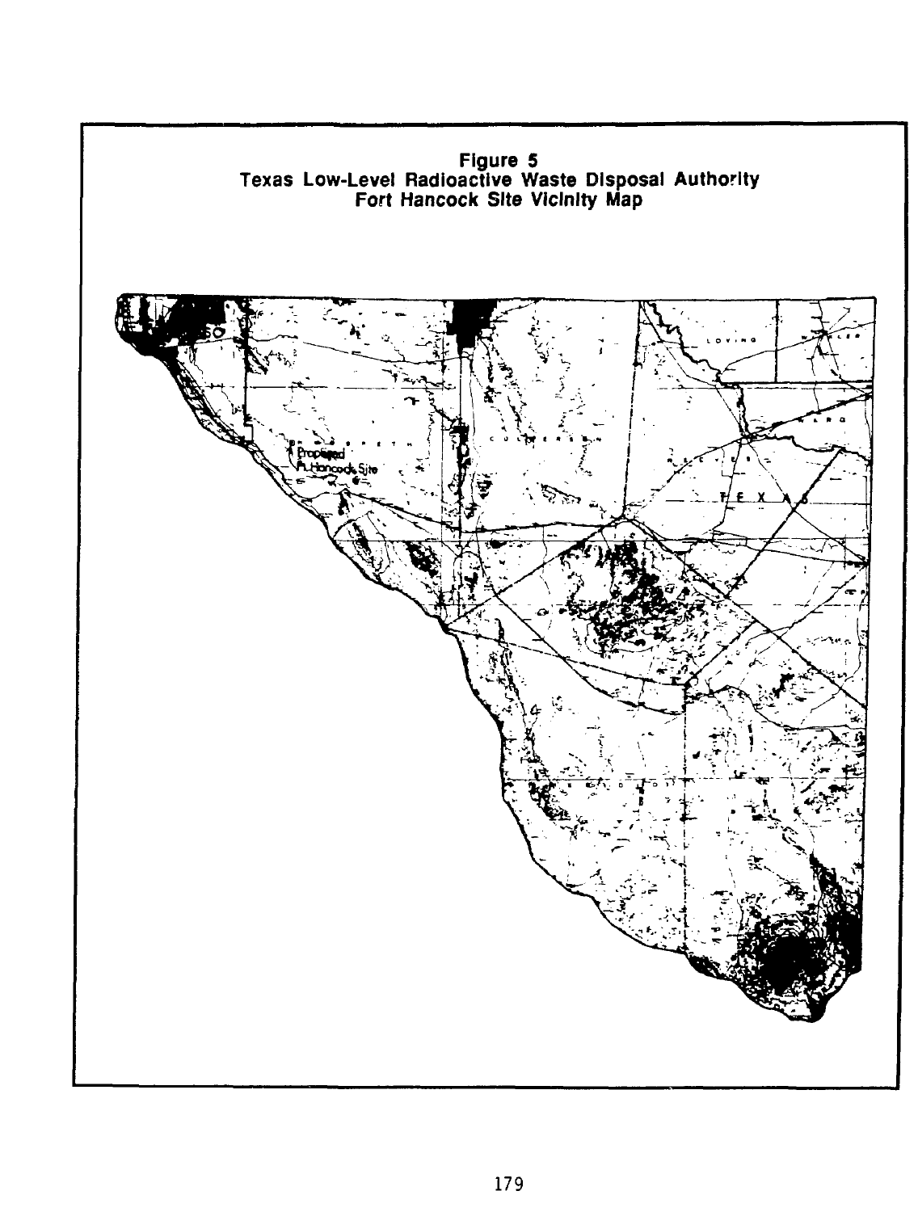**Figure 5**
**Texas Low-Level Radioactive Waste Disposal Authority**
**Fort Hancock Site Vicinity Map**

Proposed Ft. Hancock Site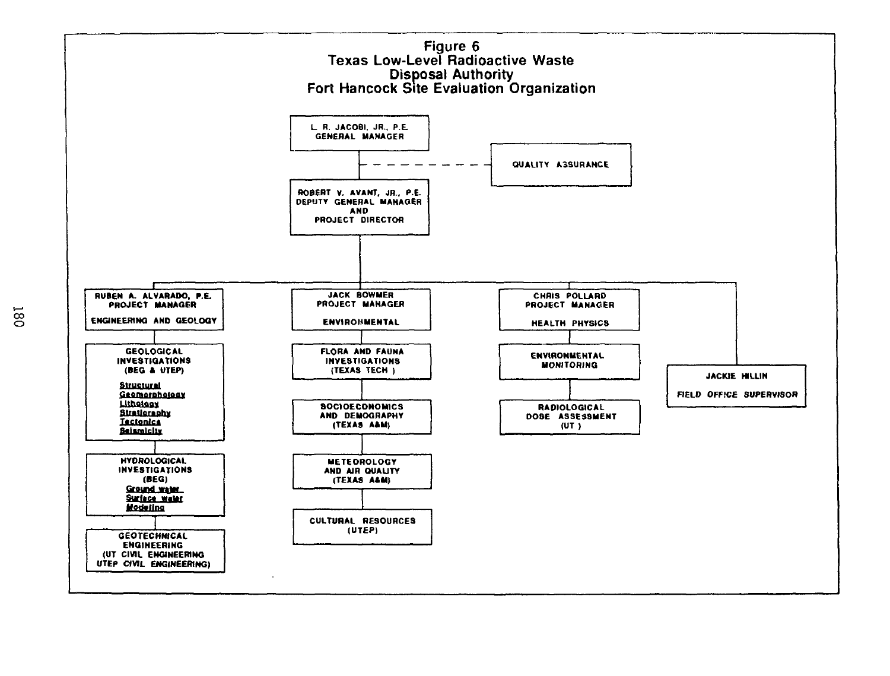# Figure 6
## Texas Low-Level Radioactive Waste Disposal Authority
## Fort Hancock Site Evaluation Organization

**L. R. JACOBI, JR., P.E.**
GENERAL MANAGER

- QUALITY ASSURANCE (dashed line to General Manager)

**ROBERT V. AVANT, JR., P.E.**
DEPUTY GENERAL MANAGER AND PROJECT DIRECTOR

**RUBEN A. ALVARADO, P.E.**
PROJECT MANAGER
ENGINEERING AND GEOLOGY

- GEOLOGICAL INVESTIGATIONS (BEG & UTEP)
  - Structural
  - Geomorphology
  - Lithology
  - Stratigraphy
  - Tectonics
  - Seismicity
- HYDROLOGICAL INVESTIGATIONS (BEG)
  - Ground water
  - Surface water
  - Modeling
- GEOTECHNICAL ENGINEERING (UT CIVIL ENGINEERING, UTEP CIVIL ENGINEERING)

**JACK BOWMER**
PROJECT MANAGER
ENVIRONMENTAL

- FLORA AND FAUNA INVESTIGATIONS (TEXAS TECH)
- SOCIOECONOMICS AND DEMOGRAPHY (TEXAS A&M)
- METEOROLOGY AND AIR QUALITY (TEXAS A&M)
- CULTURAL RESOURCES (UTEP)

**CHRIS POLLARD**
PROJECT MANAGER
HEALTH PHYSICS

- ENVIRONMENTAL MONITORING
- RADIOLOGICAL DOSE ASSESSMENT (UT)

**JACKIE HILLIN**
FIELD OFFICE SUPERVISOR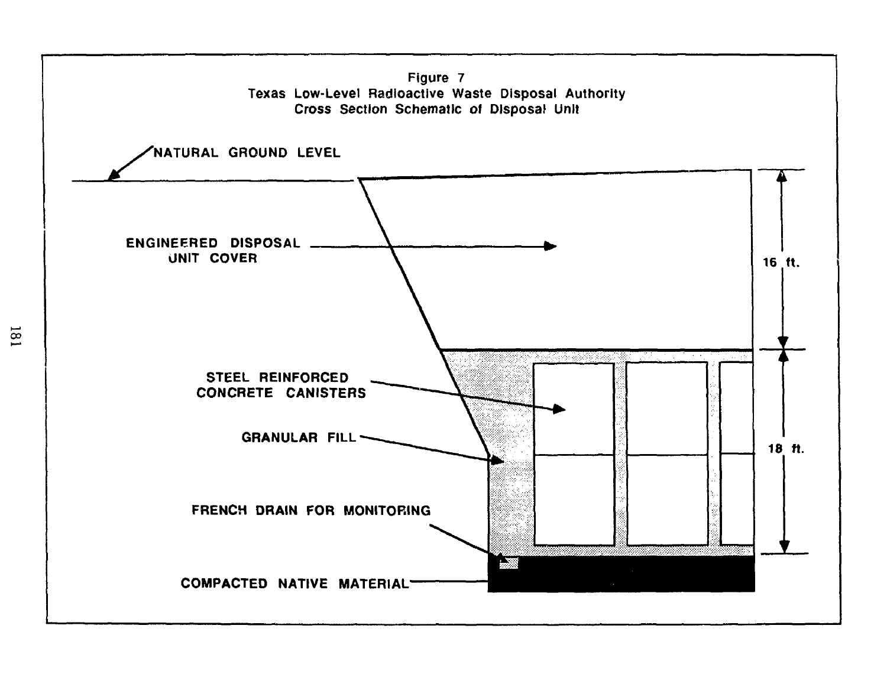Figure 7
Texas Low-Level Radioactive Waste Disposal Authority
Cross Section Schematic of Disposal Unit

NATURAL GROUND LEVEL

ENGINEERED DISPOSAL UNIT COVER

STEEL REINFORCED CONCRETE CANISTERS

GRANULAR FILL

FRENCH DRAIN FOR MONITORING

COMPACTED NATIVE MATERIAL

16 ft.

18 ft.